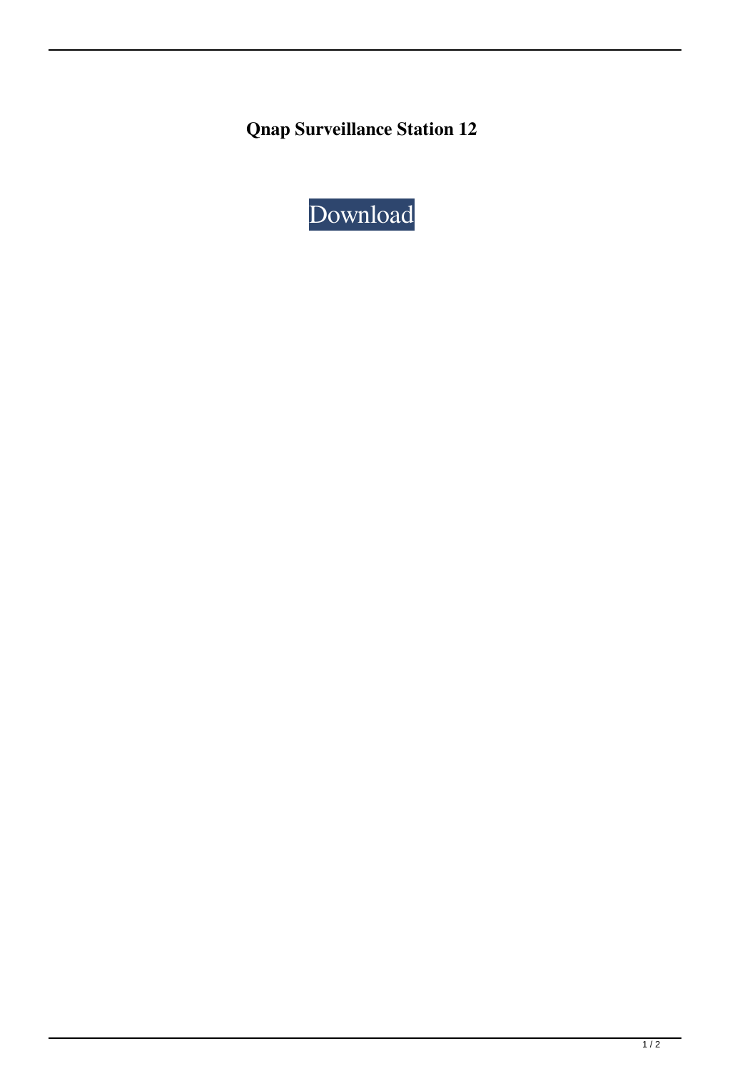**Qnap Surveillance Station 12**

Download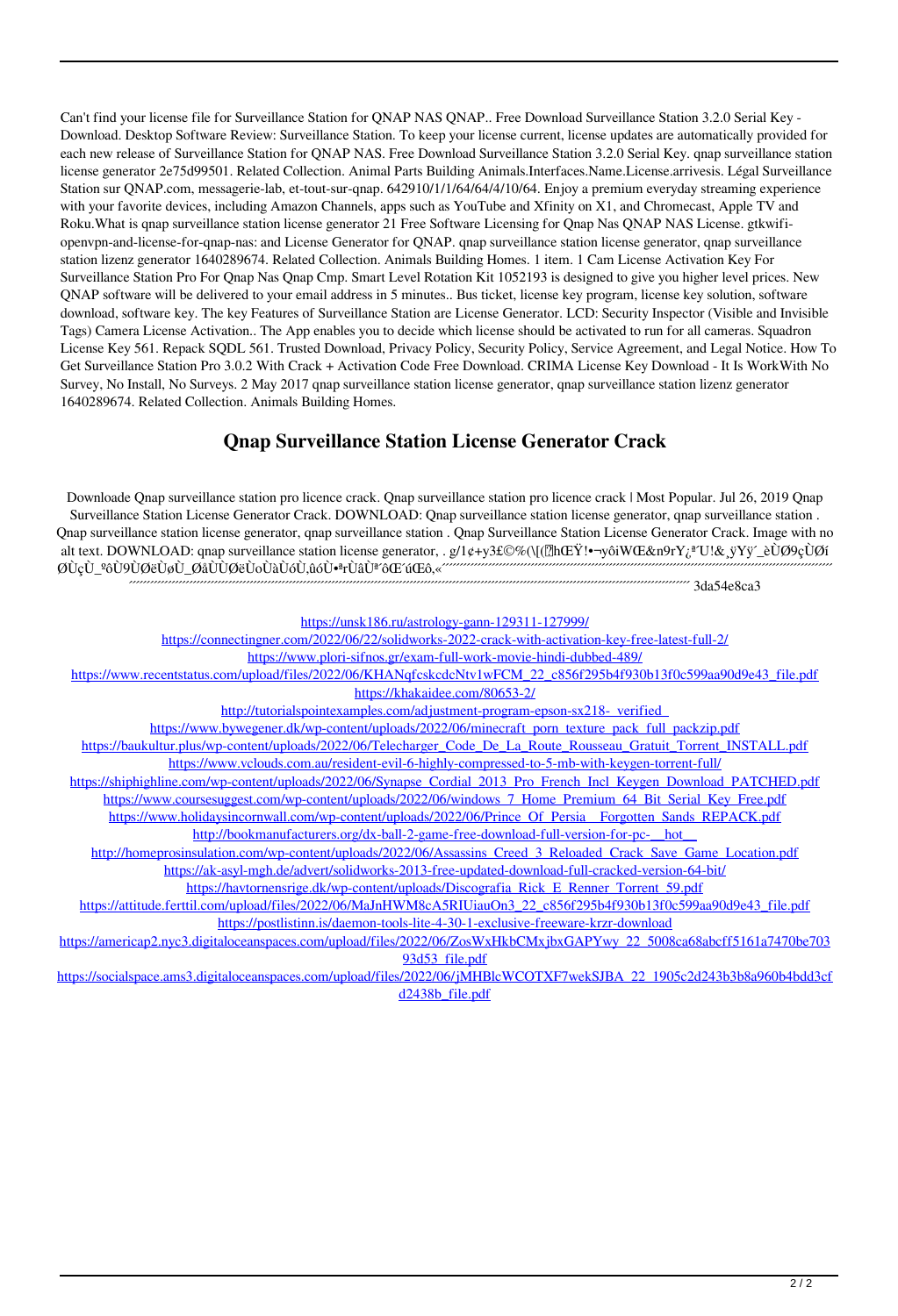Can't find your license file for Surveillance Station for QNAP NAS QNAP.. Free Download Surveillance Station 3.2.0 Serial Key - Download. Desktop Software Review: Surveillance Station. To keep your license current, license updates are automatically provided for each new release of Surveillance Station for QNAP NAS. Free Download Surveillance Station 3.2.0 Serial Key. qnap surveillance station license generator 2e75d99501. Related Collection. Animal Parts Building Animals.Interfaces.Name.License.arrivesis. Légal Surveillance Station sur QNAP.com, messagerie-lab, et-tout-sur-qnap. 642910/1/1/64/64/4/10/64. Enjoy a premium everyday streaming experience with your favorite devices, including Amazon Channels, apps such as YouTube and Xfinity on X1, and Chromecast, Apple TV and Roku.What is qnap surveillance station license generator 21 Free Software Licensing for Qnap Nas QNAP NAS License. gtkwifi-openvpn-and-license-for-qnap-nas: and License Generator for QNAP. qnap surveillance station license generator, qnap surveillance station lizenz generator 1640289674. Related Collection. Animals Building Homes. 1 item. 1 Cam License Activation Key For Surveillance Station Pro For Qnap Nas Qnap Cmp. Smart Level Rotation Kit 1052193 is designed to give you higher level prices. New QNAP software will be delivered to your email address in 5 minutes.. Bus ticket, license key program, license key solution, software download, software key. The key Features of Surveillance Station are License Generator. LCD: Security Inspector (Visible and Invisible Tags) Camera License Activation.. The App enables you to decide which license should be activated to run for all cameras. Squadron License Key 561. Repack SQDL 561. Trusted Download, Privacy Policy, Security Policy, Service Agreement, and Legal Notice. How To Get Surveillance Station Pro 3.0.2 With Crack + Activation Code Free Download. CRIMA License Key Download - It Is WorkWith No Survey, No Install, No Surveys. 2 May 2017 qnap surveillance station license generator, qnap surveillance station lizenz generator 1640289674. Related Collection. Animals Building Homes.

## Qnap Surveillance Station License Generator Crack

Downloade Qnap surveillance station pro licence crack. Qnap surveillance station pro licence crack | Most Popular. Jul 26, 2019 Qnap Surveillance Station License Generator Crack. DOWNLOAD: Qnap surveillance station license generator, qnap surveillance station . Qnap surveillance station license generator, qnap surveillance station . Qnap Surveillance Station License Generator Crack. Image with no alt text. DOWNLOAD: qnap surveillance station license generator, . g/1¢+y3£©%(\[(hŒŸ!•¬yôiWŒ&n9rY¿ªU!&¸ÿYÿ´_èÙØ9çÙØí ØÙçÙ_ºôÙ9ÙØëÙØÙ_ØâÙÙØëÙòÙàÙóÙ,ûóÙ•ªrÙâÙª´ôŒ´úŒô,«´´´´´´´´´´´´´´´´´´´´´´´´´´´´´´´´´´´´´´´´´´´´´´´´´´´´´´´´´´´´´´´´´´´´´´´´´´´´´´´´´´´´´´´´´´´´´´´´´´´´´´´´´´´´´´´´´´´´´´ 3da54e8ca3

https://unsk186.ru/astrology-gann-129311-127999/
https://connectingner.com/2022/06/22/solidworks-2022-crack-with-activation-key-free-latest-full-2/
https://www.plori-sifnos.gr/exam-full-work-movie-hindi-dubbed-489/
https://www.recentstatus.com/upload/files/2022/06/KHANqfcskcdcNtv1wFCM_22_c856f295b4f930b13f0c599aa90d9e43_file.pdf
https://khakaidee.com/80653-2/
http://tutorialspointexamples.com/adjustment-program-epson-sx218-_verified_
https://www.bywegener.dk/wp-content/uploads/2022/06/minecraft_porn_texture_pack_full_packzip.pdf
https://baukultur.plus/wp-content/uploads/2022/06/Telecharger_Code_De_La_Route_Rousseau_Gratuit_Torrent_INSTALL.pdf
https://www.vclouds.com.au/resident-evil-6-highly-compressed-to-5-mb-with-keygen-torrent-full/
https://shiphighline.com/wp-content/uploads/2022/06/Synapse_Cordial_2013_Pro_French_Incl_Keygen_Download_PATCHED.pdf
https://www.coursesuggest.com/wp-content/uploads/2022/06/windows_7_Home_Premium_64_Bit_Serial_Key_Free.pdf
https://www.holidaysincornwall.com/wp-content/uploads/2022/06/Prince_Of_Persia__Forgotten_Sands_REPACK.pdf
http://bookmanufacturers.org/dx-ball-2-game-free-download-full-version-for-pc-__hot__
http://homeprosinsulation.com/wp-content/uploads/2022/06/Assassins_Creed_3_Reloaded_Crack_Save_Game_Location.pdf
https://ak-asyl-mgh.de/advert/solidworks-2013-free-updated-download-full-cracked-version-64-bit/
https://havtornensrige.dk/wp-content/uploads/Discografia_Rick_E_Renner_Torrent_59.pdf
https://attitude.ferttil.com/upload/files/2022/06/MaJnHWM8cA5RIUiauOn3_22_c856f295b4f930b13f0c599aa90d9e43_file.pdf
https://postlistinn.is/daemon-tools-lite-4-30-1-exclusive-freeware-krzr-download
https://americap2.nyc3.digitaloceanspaces.com/upload/files/2022/06/ZosWxHkbCMxjbxGAPYwy_22_5008ca68abcff5161a7470be70393d53_file.pdf
https://socialspace.ams3.digitaloceanspaces.com/upload/files/2022/06/jMHBlcWCOTXF7wekSJBA_22_1905c2d243b3b8a960b4bdd3cfd2438b_file.pdf